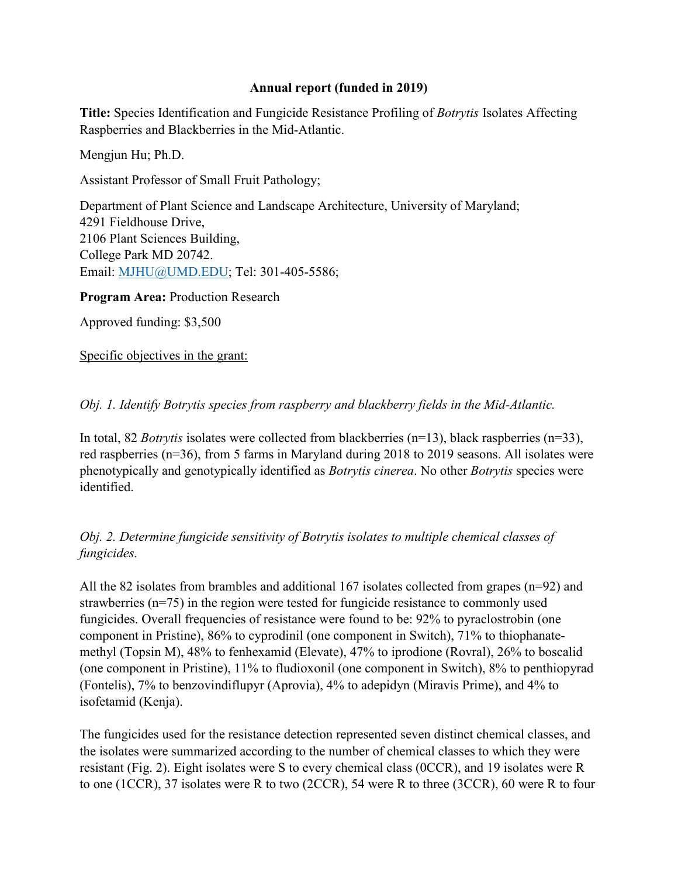**Annual report (funded in 2019)**

**Title:** Species Identification and Fungicide Resistance Profiling of *Botrytis* Isolates Affecting Raspberries and Blackberries in the Mid-Atlantic.

Mengjun Hu; Ph.D.

Assistant Professor of Small Fruit Pathology;

Department of Plant Science and Landscape Architecture, University of Maryland;
4291 Fieldhouse Drive,
2106 Plant Sciences Building,
College Park MD 20742.
Email: MJHU@UMD.EDU; Tel: 301-405-5586;

**Program Area:** Production Research

Approved funding: $3,500

Specific objectives in the grant:

*Obj. 1. Identify Botrytis species from raspberry and blackberry fields in the Mid-Atlantic.*

In total, 82 *Botrytis* isolates were collected from blackberries (n=13), black raspberries (n=33), red raspberries (n=36), from 5 farms in Maryland during 2018 to 2019 seasons. All isolates were phenotypically and genotypically identified as *Botrytis cinerea*. No other *Botrytis* species were identified.

*Obj. 2. Determine fungicide sensitivity of Botrytis isolates to multiple chemical classes of fungicides.*

All the 82 isolates from brambles and additional 167 isolates collected from grapes (n=92) and strawberries (n=75) in the region were tested for fungicide resistance to commonly used fungicides. Overall frequencies of resistance were found to be: 92% to pyraclostrobin (one component in Pristine), 86% to cyprodinil (one component in Switch), 71% to thiophanate-methyl (Topsin M), 48% to fenhexamid (Elevate), 47% to iprodione (Rovral), 26% to boscalid (one component in Pristine), 11% to fludioxonil (one component in Switch), 8% to penthiopyrad (Fontelis), 7% to benzovindiflupyr (Aprovia), 4% to adepidyn (Miravis Prime), and 4% to isofetamid (Kenja).

The fungicides used for the resistance detection represented seven distinct chemical classes, and the isolates were summarized according to the number of chemical classes to which they were resistant (Fig. 2). Eight isolates were S to every chemical class (0CCR), and 19 isolates were R to one (1CCR), 37 isolates were R to two (2CCR), 54 were R to three (3CCR), 60 were R to four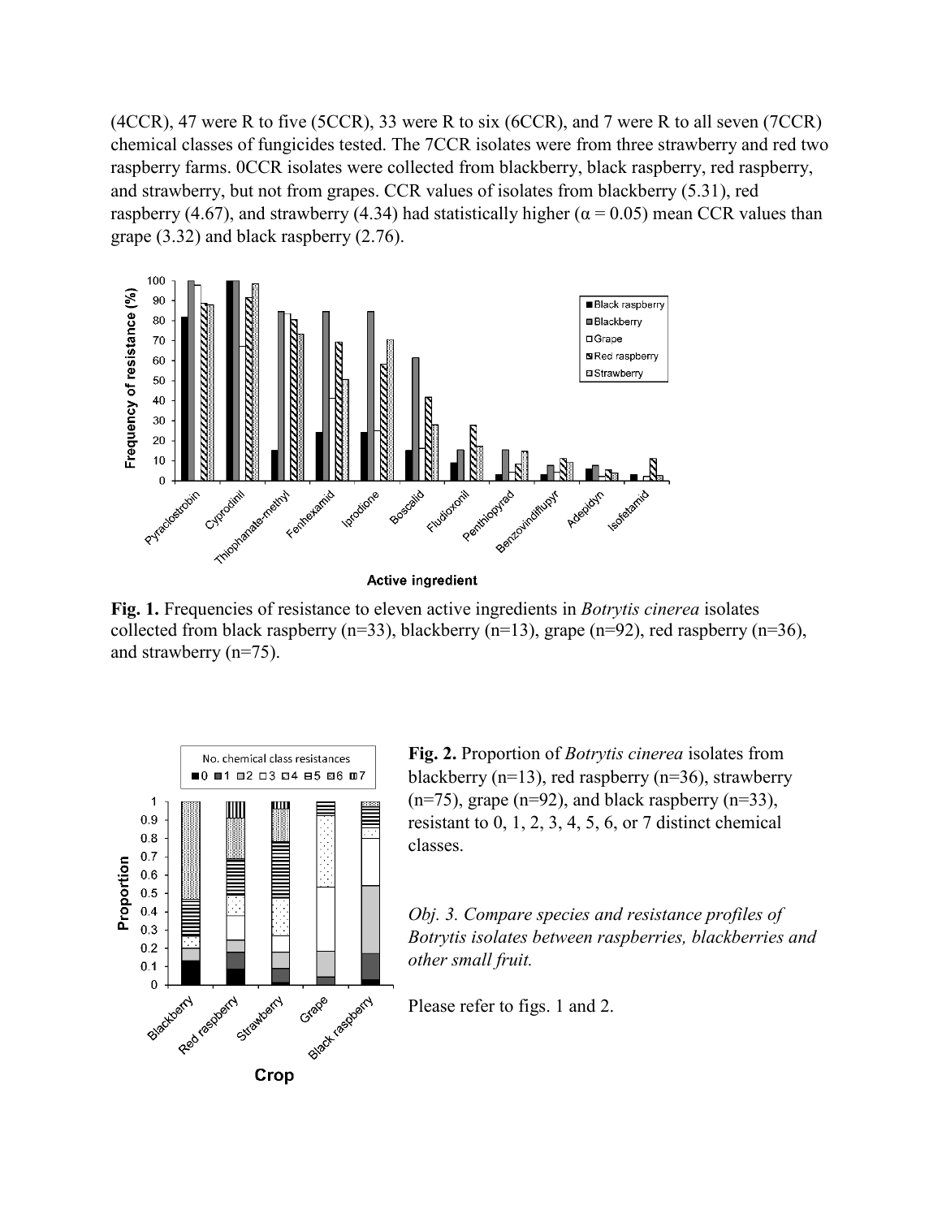(4CCR), 47 were R to five (5CCR), 33 were R to six (6CCR), and 7 were R to all seven (7CCR) chemical classes of fungicides tested. The 7CCR isolates were from three strawberry and red two raspberry farms. 0CCR isolates were collected from blackberry, black raspberry, red raspberry, and strawberry, but not from grapes. CCR values of isolates from blackberry (5.31), red raspberry (4.67), and strawberry (4.34) had statistically higher ($\alpha = 0.05$) mean CCR values than grape (3.32) and black raspberry (2.76).

Frequency of resistance (%)
100
90
80
70
60
50
40
30
20
10
0
Black raspberry
Blackberry
Grape
Red raspberry
Strawberry
Pyraclostrobin
Cyprodinil
Thiophanate-methyl
Fenhexamid
Iprodione
Boscalid
Fludioxonil
Penthiopyrad
Benzovindiflupyr
Adepidyn
Isofetamid
Active ingredient

**Fig. 1.** Frequencies of resistance to eleven active ingredients in *Botrytis cinerea* isolates collected from black raspberry (n=33), blackberry (n=13), grape (n=92), red raspberry (n=36), and strawberry (n=75).

No. chemical class resistances
0 1 2 3 4 5 6 7
Proportion
1
0.9
0.8
0.7
0.6
0.5
0.4
0.3
0.2
0.1
0
Blackberry
Red raspberry
Strawberry
Grape
Black raspberry
Crop

**Fig. 2.** Proportion of *Botrytis cinerea* isolates from blackberry (n=13), red raspberry (n=36), strawberry (n=75), grape (n=92), and black raspberry (n=33), resistant to 0, 1, 2, 3, 4, 5, 6, or 7 distinct chemical classes.

*Obj. 3. Compare species and resistance profiles of Botrytis isolates between raspberries, blackberries and other small fruit.*

Please refer to figs. 1 and 2.